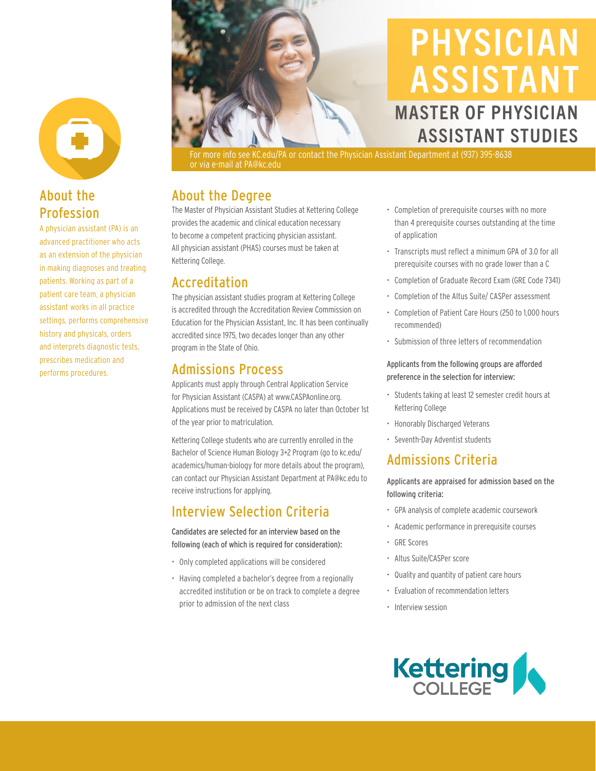# PHYSICIAN ASSISTANT

## MASTER OF PHYSICIAN ASSISTANT STUDIES

For more info see KC.edu/PA or contact the Physician Assistant Department at (937) 395-8638 or via e-mail at PA@kc.edu

## About the Profession

A physician assistant (PA) is an advanced practitioner who acts as an extension of the physician in making diagnoses and treating patients. Working as part of a patient care team, a physician assistant works in all practice settings, performs comprehensive history and physicals, orders and interprets diagnostic tests, prescribes medication and performs procedures.

## About the Degree

The Master of Physician Assistant Studies at Kettering College provides the academic and clinical education necessary to become a competent practicing physician assistant. All physician assistant (PHAS) courses must be taken at Kettering College.

## Accreditation

The physician assistant studies program at Kettering College is accredited through the Accreditation Review Commission on Education for the Physician Assistant, Inc. It has been continually accredited since 1975, two decades longer than any other program in the State of Ohio.

## Admissions Process

Applicants must apply through Central Application Service for Physician Assistant (CASPA) at www.CASPAonline.org. Applications must be received by CASPA no later than October 1st of the year prior to matriculation.

Kettering College students who are currently enrolled in the Bachelor of Science Human Biology 3+2 Program (go to kc.edu/academics/human-biology for more details about the program), can contact our Physician Assistant Department at PA@kc.edu to receive instructions for applying.

## Interview Selection Criteria

**Candidates are selected for an interview based on the following (each of which is required for consideration):**

- Only completed applications will be considered
- Having completed a bachelor's degree from a regionally accredited institution or be on track to complete a degree prior to admission of the next class
- Completion of prerequisite courses with no more than 4 prerequisite courses outstanding at the time of application
- Transcripts must reflect a minimum GPA of 3.0 for all prerequisite courses with no grade lower than a C
- Completion of Graduate Record Exam (GRE Code 7341)
- Completion of the Altus Suite/ CASPer assessment
- Completion of Patient Care Hours (250 to 1,000 hours recommended)
- Submission of three letters of recommendation

**Applicants from the following groups are afforded preference in the selection for interview:**

- Students taking at least 12 semester credit hours at Kettering College
- Honorably Discharged Veterans
- Seventh-Day Adventist students

## Admissions Criteria

**Applicants are appraised for admission based on the following criteria:**

- GPA analysis of complete academic coursework
- Academic performance in prerequisite courses
- GRE Scores
- Altus Suite/CASPer score
- Quality and quantity of patient care hours
- Evaluation of recommendation letters
- Interview session

Kettering COLLEGE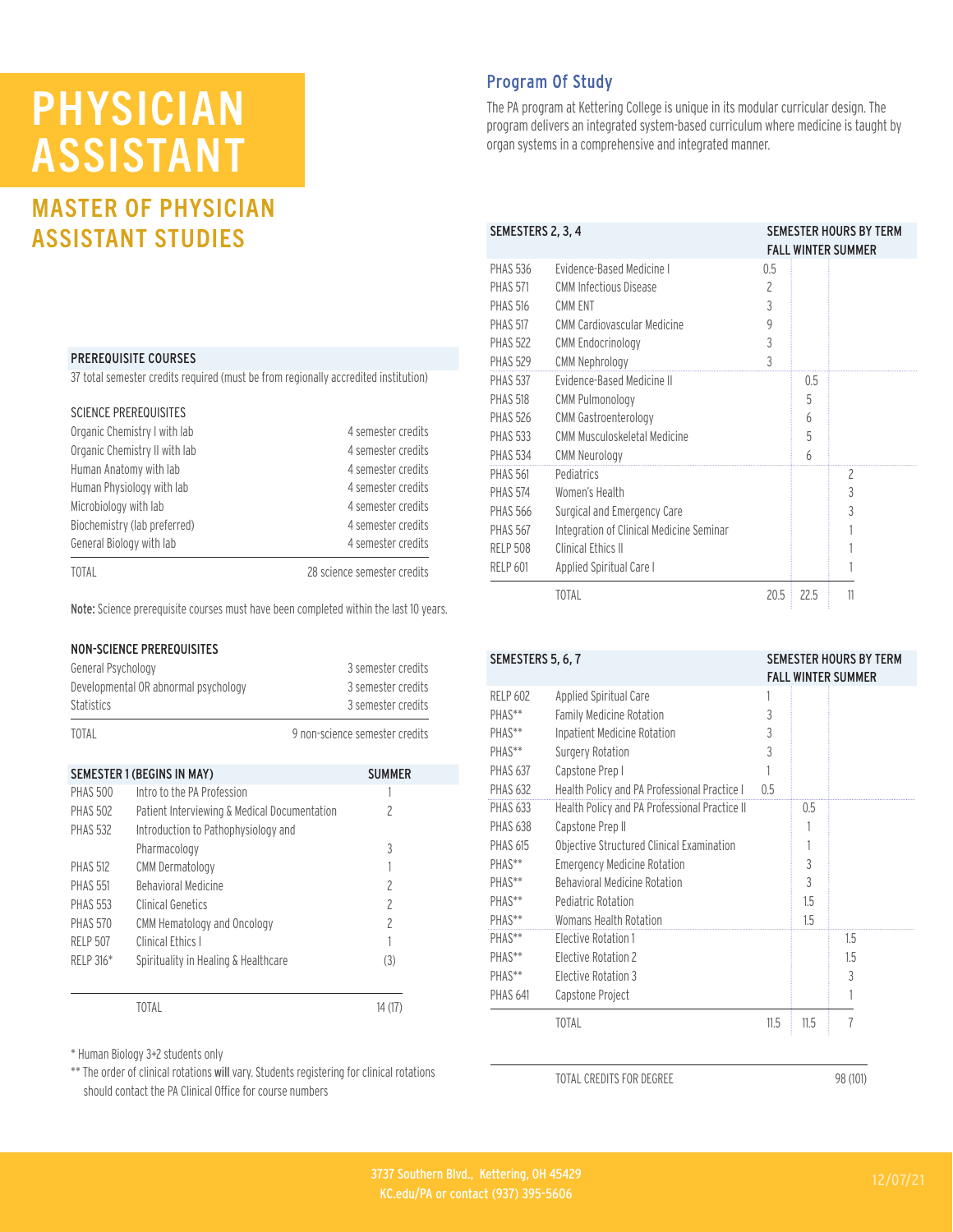# PHYSICIAN ASSISTANT

## MASTER OF PHYSICIAN ASSISTANT STUDIES

### PREREQUISITE COURSES

37 total semester credits required (must be from regionally accredited institution)

| SCIENCE PREREQUISITES | |
|---|---|
| Organic Chemistry I with lab | 4 semester credits |
| Organic Chemistry II with lab | 4 semester credits |
| Human Anatomy with lab | 4 semester credits |
| Human Physiology with lab | 4 semester credits |
| Microbiology with lab | 4 semester credits |
| Biochemistry (lab preferred) | 4 semester credits |
| General Biology with lab | 4 semester credits |
| TOTAL | 28 science semester credits |

**Note:** Science prerequisite courses must have been completed within the last 10 years.

| NON-SCIENCE PREREQUISITES | |
|---|---|
| General Psychology | 3 semester credits |
| Developmental OR abnormal psychology | 3 semester credits |
| Statistics | 3 semester credits |
| TOTAL | 9 non-science semester credits |

| SEMESTER 1 (BEGINS IN MAY) | | SUMMER |
|---|---|---|
| PHAS 500 | Intro to the PA Profession | 1 |
| PHAS 502 | Patient Interviewing & Medical Documentation | 2 |
| PHAS 532 | Introduction to Pathophysiology and Pharmacology | 3 |
| PHAS 512 | CMM Dermatology | 1 |
| PHAS 551 | Behavioral Medicine | 2 |
| PHAS 553 | Clinical Genetics | 2 |
| PHAS 570 | CMM Hematology and Oncology | 2 |
| RELP 507 | Clinical Ethics I | 1 |
| RELP 316* | Spirituality in Healing & Healthcare | (3) |
| | TOTAL | 14 (17) |

\* Human Biology 3+2 students only

\*\* The order of clinical rotations **will** vary. Students registering for clinical rotations should contact the PA Clinical Office for course numbers

### Program Of Study

The PA program at Kettering College is unique in its modular curricular design. The program delivers an integrated system-based curriculum where medicine is taught by organ systems in a comprehensive and integrated manner.

| SEMESTERS 2, 3, 4 | | SEMESTER HOURS BY TERM FALL | WINTER | SUMMER |
|---|---|---|---|---|
| PHAS 536 | Evidence-Based Medicine I | 0.5 | | |
| PHAS 571 | CMM Infectious Disease | 2 | | |
| PHAS 516 | CMM ENT | 3 | | |
| PHAS 517 | CMM Cardiovascular Medicine | 9 | | |
| PHAS 522 | CMM Endocrinology | 3 | | |
| PHAS 529 | CMM Nephrology | 3 | | |
| PHAS 537 | Evidence-Based Medicine II | | 0.5 | |
| PHAS 518 | CMM Pulmonology | | 5 | |
| PHAS 526 | CMM Gastroenterology | | 6 | |
| PHAS 533 | CMM Musculoskeletal Medicine | | 5 | |
| PHAS 534 | CMM Neurology | | 6 | |
| PHAS 561 | Pediatrics | | | 2 |
| PHAS 574 | Women's Health | | | 3 |
| PHAS 566 | Surgical and Emergency Care | | | 3 |
| PHAS 567 | Integration of Clinical Medicine Seminar | | | 1 |
| RELP 508 | Clinical Ethics II | | | 1 |
| RELP 601 | Applied Spiritual Care I | | | 1 |
| | TOTAL | 20.5 | 22.5 | 11 |

| SEMESTERS 5, 6, 7 | | SEMESTER HOURS BY TERM FALL | WINTER | SUMMER |
|---|---|---|---|---|
| RELP 602 | Applied Spiritual Care | 1 | | |
| PHAS** | Family Medicine Rotation | 3 | | |
| PHAS** | Inpatient Medicine Rotation | 3 | | |
| PHAS** | Surgery Rotation | 3 | | |
| PHAS 637 | Capstone Prep I | 1 | | |
| PHAS 632 | Health Policy and PA Professional Practice I | 0.5 | | |
| PHAS 633 | Health Policy and PA Professional Practice II | | 0.5 | |
| PHAS 638 | Capstone Prep II | | 1 | |
| PHAS 615 | Objective Structured Clinical Examination | | 1 | |
| PHAS** | Emergency Medicine Rotation | | 3 | |
| PHAS** | Behavioral Medicine Rotation | | 3 | |
| PHAS** | Pediatric Rotation | | 1.5 | |
| PHAS** | Womans Health Rotation | | 1.5 | |
| PHAS** | Elective Rotation 1 | | | 1.5 |
| PHAS** | Elective Rotation 2 | | | 1.5 |
| PHAS** | Elective Rotation 3 | | | 3 |
| PHAS 641 | Capstone Project | | | 1 |
| | TOTAL | 11.5 | 11.5 | 7 |

TOTAL CREDITS FOR DEGREE 98 (101)

3737 Southern Blvd., Kettering, OH 45429
KC.edu/PA or contact (937) 395-5606

12/07/21